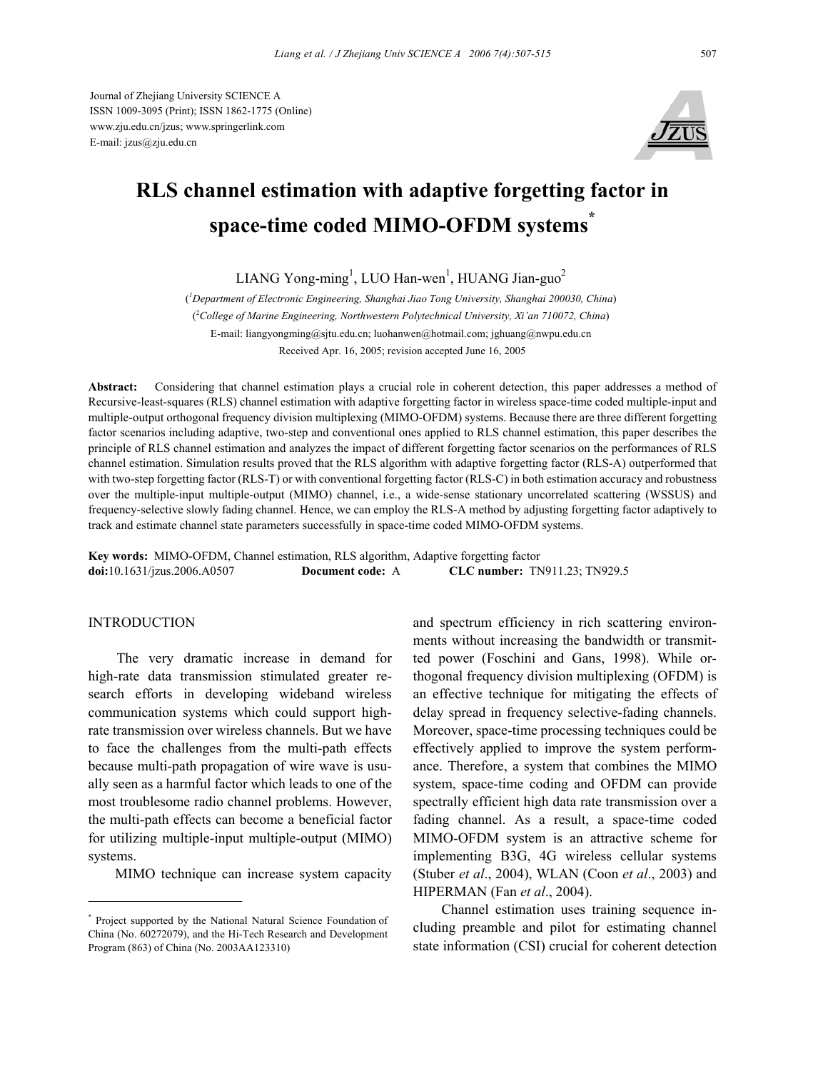Journal of Zhejiang University SCIENCE A
ISSN 1009-3095 (Print); ISSN 1862-1775 (Online)
www.zju.edu.cn/jzus; www.springerlink.com
E-mail: jzus@zju.edu.cn

# RLS channel estimation with adaptive forgetting factor in space-time coded MIMO-OFDM systems*

LIANG Yong-ming[1], LUO Han-wen[1], HUANG Jian-guo[2]

([1]*Department of Electronic Engineering, Shanghai Jiao Tong University, Shanghai 200030, China*)
([2]*College of Marine Engineering, Northwestern Polytechnical University, Xi'an 710072, China*)
E-mail: liangyongming@sjtu.edu.cn; luohanwen@hotmail.com; jghuang@nwpu.edu.cn
Received Apr. 16, 2005; revision accepted June 16, 2005

**Abstract:** Considering that channel estimation plays a crucial role in coherent detection, this paper addresses a method of Recursive-least-squares (RLS) channel estimation with adaptive forgetting factor in wireless space-time coded multiple-input and multiple-output orthogonal frequency division multiplexing (MIMO-OFDM) systems. Because there are three different forgetting factor scenarios including adaptive, two-step and conventional ones applied to RLS channel estimation, this paper describes the principle of RLS channel estimation and analyzes the impact of different forgetting factor scenarios on the performances of RLS channel estimation. Simulation results proved that the RLS algorithm with adaptive forgetting factor (RLS-A) outperformed that with two-step forgetting factor (RLS-T) or with conventional forgetting factor (RLS-C) in both estimation accuracy and robustness over the multiple-input multiple-output (MIMO) channel, i.e., a wide-sense stationary uncorrelated scattering (WSSUS) and frequency-selective slowly fading channel. Hence, we can employ the RLS-A method by adjusting forgetting factor adaptively to track and estimate channel state parameters successfully in space-time coded MIMO-OFDM systems.

**Key words:** MIMO-OFDM, Channel estimation, RLS algorithm, Adaptive forgetting factor
**doi:**10.1631/jzus.2006.A0507 **Document code:** A **CLC number:** TN911.23; TN929.5

## INTRODUCTION

The very dramatic increase in demand for high-rate data transmission stimulated greater research efforts in developing wideband wireless communication systems which could support high-rate transmission over wireless channels. But we have to face the challenges from the multi-path effects because multi-path propagation of wire wave is usually seen as a harmful factor which leads to one of the most troublesome radio channel problems. However, the multi-path effects can become a beneficial factor for utilizing multiple-input multiple-output (MIMO) systems.

MIMO technique can increase system capacity and spectrum efficiency in rich scattering environments without increasing the bandwidth or transmitted power (Foschini and Gans, 1998). While orthogonal frequency division multiplexing (OFDM) is an effective technique for mitigating the effects of delay spread in frequency selective-fading channels. Moreover, space-time processing techniques could be effectively applied to improve the system performance. Therefore, a system that combines the MIMO system, space-time coding and OFDM can provide spectrally efficient high data rate transmission over a fading channel. As a result, a space-time coded MIMO-OFDM system is an attractive scheme for implementing B3G, 4G wireless cellular systems (Stuber *et al*., 2004), WLAN (Coon *et al*., 2003) and HIPERMAN (Fan *et al*., 2004).

Channel estimation uses training sequence including preamble and pilot for estimating channel state information (CSI) crucial for coherent detection

---

* Project supported by the National Natural Science Foundation of China (No. 60272079), and the Hi-Tech Research and Development Program (863) of China (No. 2003AA123310)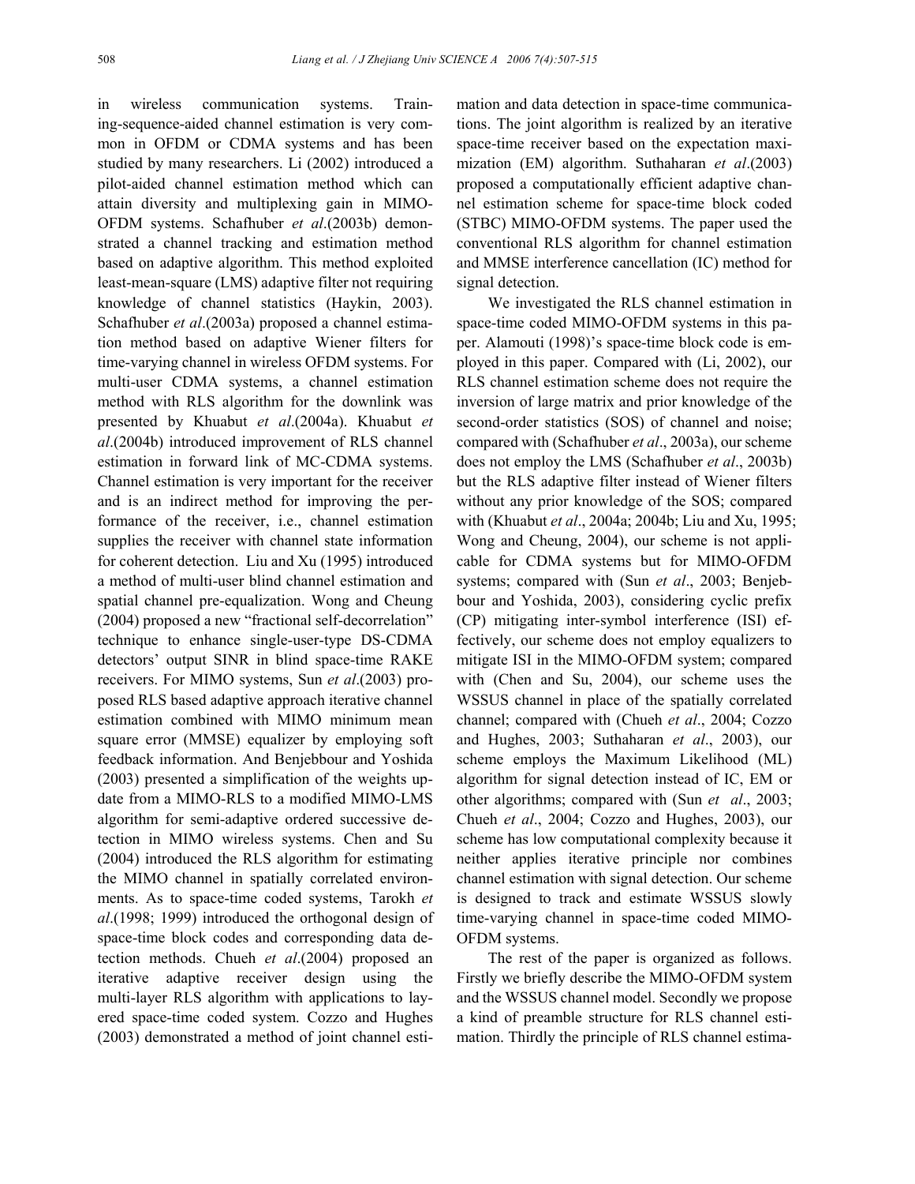in wireless communication systems. Training-sequence-aided channel estimation is very common in OFDM or CDMA systems and has been studied by many researchers. Li (2002) introduced a pilot-aided channel estimation method which can attain diversity and multiplexing gain in MIMO-OFDM systems. Schafhuber *et al*.(2003b) demonstrated a channel tracking and estimation method based on adaptive algorithm. This method exploited least-mean-square (LMS) adaptive filter not requiring knowledge of channel statistics (Haykin, 2003). Schafhuber *et al*.(2003a) proposed a channel estimation method based on adaptive Wiener filters for time-varying channel in wireless OFDM systems. For multi-user CDMA systems, a channel estimation method with RLS algorithm for the downlink was presented by Khuabut *et al*.(2004a). Khuabut *et al*.(2004b) introduced improvement of RLS channel estimation in forward link of MC-CDMA systems. Channel estimation is very important for the receiver and is an indirect method for improving the performance of the receiver, i.e., channel estimation supplies the receiver with channel state information for coherent detection. Liu and Xu (1995) introduced a method of multi-user blind channel estimation and spatial channel pre-equalization. Wong and Cheung (2004) proposed a new "fractional self-decorrelation" technique to enhance single-user-type DS-CDMA detectors' output SINR in blind space-time RAKE receivers. For MIMO systems, Sun *et al*.(2003) proposed RLS based adaptive approach iterative channel estimation combined with MIMO minimum mean square error (MMSE) equalizer by employing soft feedback information. And Benjebbour and Yoshida (2003) presented a simplification of the weights update from a MIMO-RLS to a modified MIMO-LMS algorithm for semi-adaptive ordered successive detection in MIMO wireless systems. Chen and Su (2004) introduced the RLS algorithm for estimating the MIMO channel in spatially correlated environments. As to space-time coded systems, Tarokh *et al*.(1998; 1999) introduced the orthogonal design of space-time block codes and corresponding data detection methods. Chueh *et al*.(2004) proposed an iterative adaptive receiver design using the multi-layer RLS algorithm with applications to layered space-time coded system. Cozzo and Hughes (2003) demonstrated a method of joint channel estimation and data detection in space-time communications. The joint algorithm is realized by an iterative space-time receiver based on the expectation maximization (EM) algorithm. Suthaharan *et al*.(2003) proposed a computationally efficient adaptive channel estimation scheme for space-time block coded (STBC) MIMO-OFDM systems. The paper used the conventional RLS algorithm for channel estimation and MMSE interference cancellation (IC) method for signal detection.

We investigated the RLS channel estimation in space-time coded MIMO-OFDM systems in this paper. Alamouti (1998)'s space-time block code is employed in this paper. Compared with (Li, 2002), our RLS channel estimation scheme does not require the inversion of large matrix and prior knowledge of the second-order statistics (SOS) of channel and noise; compared with (Schafhuber *et al*., 2003a), our scheme does not employ the LMS (Schafhuber *et al*., 2003b) but the RLS adaptive filter instead of Wiener filters without any prior knowledge of the SOS; compared with (Khuabut *et al*., 2004a; 2004b; Liu and Xu, 1995; Wong and Cheung, 2004), our scheme is not applicable for CDMA systems but for MIMO-OFDM systems; compared with (Sun *et al*., 2003; Benjebbour and Yoshida, 2003), considering cyclic prefix (CP) mitigating inter-symbol interference (ISI) effectively, our scheme does not employ equalizers to mitigate ISI in the MIMO-OFDM system; compared with (Chen and Su, 2004), our scheme uses the WSSUS channel in place of the spatially correlated channel; compared with (Chueh *et al*., 2004; Cozzo and Hughes, 2003; Suthaharan *et al*., 2003), our scheme employs the Maximum Likelihood (ML) algorithm for signal detection instead of IC, EM or other algorithms; compared with (Sun *et al*., 2003; Chueh *et al*., 2004; Cozzo and Hughes, 2003), our scheme has low computational complexity because it neither applies iterative principle nor combines channel estimation with signal detection. Our scheme is designed to track and estimate WSSUS slowly time-varying channel in space-time coded MIMO-OFDM systems.

The rest of the paper is organized as follows. Firstly we briefly describe the MIMO-OFDM system and the WSSUS channel model. Secondly we propose a kind of preamble structure for RLS channel estimation. Thirdly the principle of RLS channel estima-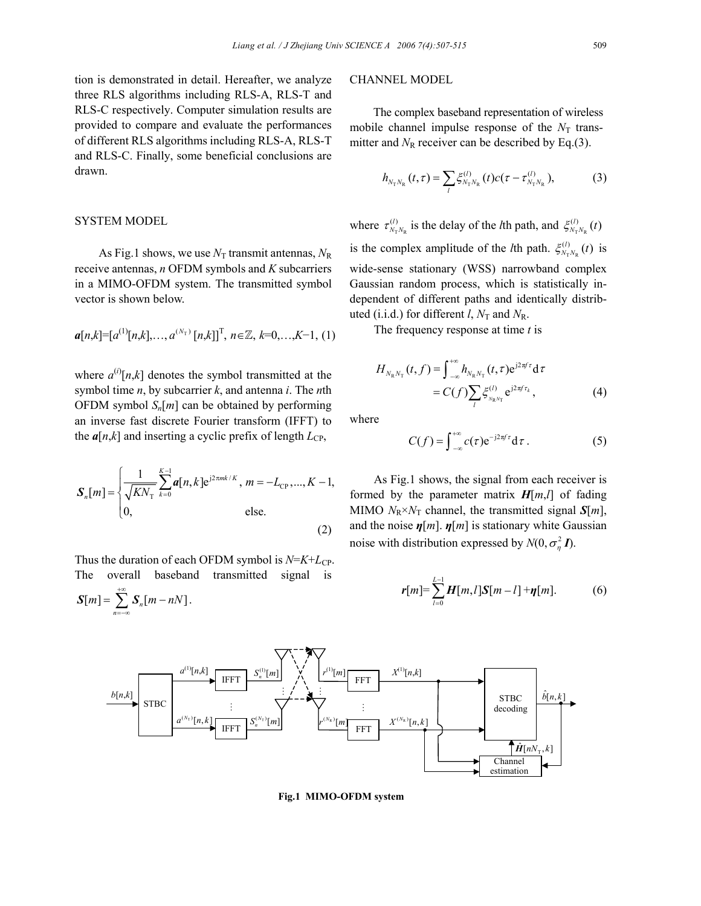tion is demonstrated in detail. Hereafter, we analyze three RLS algorithms including RLS-A, RLS-T and RLS-C respectively. Computer simulation results are provided to compare and evaluate the performances of different RLS algorithms including RLS-A, RLS-T and RLS-C. Finally, some beneficial conclusions are drawn.

## SYSTEM MODEL

As Fig.1 shows, we use $N_T$ transmit antennas, $N_R$ receive antennas, $n$ OFDM symbols and $K$ subcarriers in a MIMO-OFDM system. The transmitted symbol vector is shown below.

$$\boldsymbol{a}[n,k]=[a^{(1)}[n,k],\ldots,a^{(N_T)}[n,k]]^T,\ n\in\mathbb{Z},\ k=0,\ldots,K-1,\quad (1)$$

where $a^{(i)}[n,k]$ denotes the symbol transmitted at the symbol time $n$, by subcarrier $k$, and antenna $i$. The $n$th OFDM symbol $S_n[m]$ can be obtained by performing an inverse fast discrete Fourier transform (IFFT) to the $\boldsymbol{a}[n,k]$ and inserting a cyclic prefix of length $L_{CP}$,

$$\boldsymbol{S}_n[m]=\begin{cases}\dfrac{1}{\sqrt{KN_T}}\sum\limits_{k=0}^{K-1}\boldsymbol{a}[n,k]\mathrm{e}^{\mathrm{j}2\pi mk/K}, & m=-L_{CP},\ldots,K-1,\\ 0, & \text{else.}\end{cases}\quad (2)$$

Thus the duration of each OFDM symbol is $N=K+L_{CP}$. The overall baseband transmitted signal is $\boldsymbol{S}[m]=\sum\limits_{n=-\infty}^{+\infty}\boldsymbol{S}_n[m-nN]$.

## CHANNEL MODEL

The complex baseband representation of wireless mobile channel impulse response of the $N_T$ transmitter and $N_R$ receiver can be described by Eq.(3).

$$h_{N_T N_R}(t,\tau)=\sum_l \xi_{N_T N_R}^{(l)}(t)c(\tau-\tau_{N_T N_R}^{(l)}),\quad (3)$$

where $\tau_{N_T N_R}^{(l)}$ is the delay of the $l$th path, and $\xi_{N_T N_R}^{(l)}(t)$ is the complex amplitude of the $l$th path. $\xi_{N_T N_R}^{(l)}(t)$ is wide-sense stationary (WSS) narrowband complex Gaussian random process, which is statistically independent of different paths and identically distributed (i.i.d.) for different $l$, $N_T$ and $N_R$.

The frequency response at time $t$ is

$$\begin{aligned}H_{N_R N_T}(t,f)&=\int_{-\infty}^{+\infty}h_{N_R N_T}(t,\tau)\mathrm{e}^{\mathrm{j}2\pi f\tau}\mathrm{d}\tau\\ &=C(f)\sum_l \xi_{N_R N_T}^{(l)}\mathrm{e}^{\mathrm{j}2\pi f\tau_k},\end{aligned}\quad (4)$$

where

$$C(f)=\int_{-\infty}^{+\infty}c(\tau)\mathrm{e}^{-\mathrm{j}2\pi f\tau}\mathrm{d}\tau.\quad (5)$$

As Fig.1 shows, the signal from each receiver is formed by the parameter matrix $\boldsymbol{H}[m,l]$ of fading MIMO $N_R\times N_T$ channel, the transmitted signal $\boldsymbol{S}[m]$, and the noise $\boldsymbol{\eta}[m]$. $\boldsymbol{\eta}[m]$ is stationary white Gaussian noise with distribution expressed by $N(0,\sigma_\eta^2\boldsymbol{I})$.

$$\boldsymbol{r}[m]=\sum_{l=0}^{L-1}\boldsymbol{H}[m,l]\boldsymbol{S}[m-l]+\boldsymbol{\eta}[m].\quad (6)$$

**Fig.1 MIMO-OFDM system**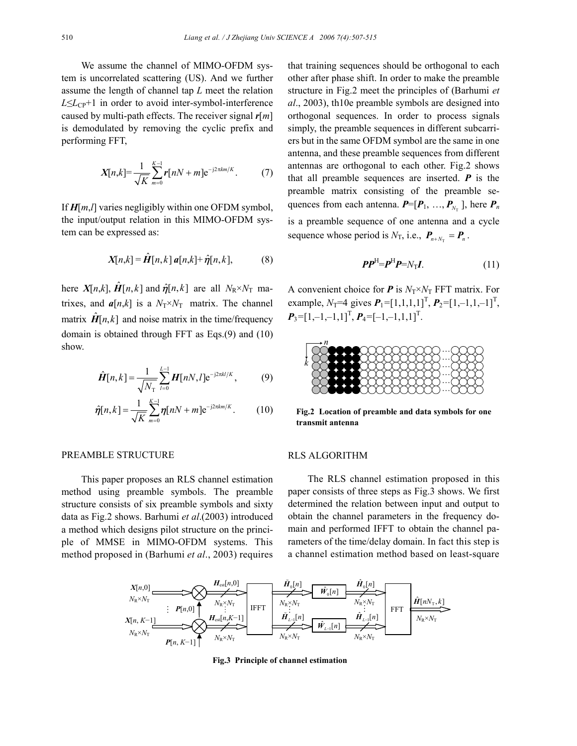We assume the channel of MIMO-OFDM system is uncorrelated scattering (US). And we further assume the length of channel tap $L$ meet the relation $L \le L_{CP}+1$ in order to avoid inter-symbol-interference caused by multi-path effects. The receiver signal $\boldsymbol{r}[m]$ is demodulated by removing the cyclic prefix and performing FFT,

$$\boldsymbol{X}[n,k]=\frac{1}{\sqrt{K}}\sum_{m=0}^{K-1}\boldsymbol{r}[nN+m]\mathrm{e}^{-\mathrm{j}2\pi km/K}. \tag{7}$$

If $\boldsymbol{H}[m,l]$ varies negligibly within one OFDM symbol, the input/output relation in this MIMO-OFDM system can be expressed as:

$$\boldsymbol{X}[n,k]=\hat{\boldsymbol{H}}[n,k]\,\boldsymbol{a}[n,k]+\hat{\boldsymbol{\eta}}[n,k], \tag{8}$$

here $\boldsymbol{X}[n,k]$, $\hat{\boldsymbol{H}}[n,k]$ and $\hat{\boldsymbol{\eta}}[n,k]$ are all $N_R \times N_T$ matrixes, and $\boldsymbol{a}[n,k]$ is a $N_T \times N_T$ matrix. The channel matrix $\hat{\boldsymbol{H}}[n,k]$ and noise matrix in the time/frequency domain is obtained through FFT as Eqs.(9) and (10) show.

$$\hat{\boldsymbol{H}}[n,k]=\frac{1}{\sqrt{N_T}}\sum_{l=0}^{L-1}\boldsymbol{H}[nN,l]\mathrm{e}^{-\mathrm{j}2\pi kl/K}, \tag{9}$$

$$\hat{\boldsymbol{\eta}}[n,k]=\frac{1}{\sqrt{K}}\sum_{m=0}^{K-1}\boldsymbol{\eta}[nN+m]\mathrm{e}^{-\mathrm{j}2\pi km/K}. \tag{10}$$

## PREAMBLE STRUCTURE

This paper proposes an RLS channel estimation method using preamble symbols. The preamble structure consists of six preamble symbols and sixty data as Fig.2 shows. Barhumi *et al*.(2003) introduced a method which designs pilot structure on the principle of MMSE in MIMO-OFDM systems. This method proposed in (Barhumi *et al*., 2003) requires that training sequences should be orthogonal to each other after phase shift. In order to make the preamble structure in Fig.2 meet the principles of (Barhumi *et al*., 2003), th10e preamble symbols are designed into orthogonal sequences. In order to process signals simply, the preamble sequences in different subcarriers but in the same OFDM symbol are the same in one antenna, and these preamble sequences from different antennas are orthogonal to each other. Fig.2 shows that all preamble sequences are inserted. $\boldsymbol{P}$ is the preamble matrix consisting of the preamble sequences from each antenna. $\boldsymbol{P}=[\boldsymbol{P}_1, \ldots, \boldsymbol{P}_{N_T}]$, here $\boldsymbol{P}_n$ is a preamble sequence of one antenna and a cycle sequence whose period is $N_T$, i.e., $\boldsymbol{P}_{n+N_T}=\boldsymbol{P}_n$.

$$\boldsymbol{P}\boldsymbol{P}^{\mathrm{H}}=\boldsymbol{P}^{\mathrm{H}}\boldsymbol{P}=N_T\boldsymbol{I}. \tag{11}$$

A convenient choice for $\boldsymbol{P}$ is $N_T \times N_T$ FFT matrix. For example, $N_T=4$ gives $\boldsymbol{P}_1=[1,1,1,1]^{\mathrm{T}}$, $\boldsymbol{P}_2=[1,-1,1,-1]^{\mathrm{T}}$, $\boldsymbol{P}_3=[1,-1,-1,1]^{\mathrm{T}}$, $\boldsymbol{P}_4=[-1,-1,1,1]^{\mathrm{T}}$.

n
k

**Fig.2 Location of preamble and data symbols for one transmit antenna**

## RLS ALGORITHM

The RLS channel estimation proposed in this paper consists of three steps as Fig.3 shows. We first determined the relation between input and output to obtain the channel parameters in the frequency domain and performed IFFT to obtain the channel parameters of the time/delay domain. In fact this step is a channel estimation method based on least-square

$\boldsymbol{X}[n,0]$ $N_R \times N_T$
$\boldsymbol{P}[n,0]$
$\boldsymbol{X}[n,K-1]$ $N_R \times N_T$
$\boldsymbol{P}[n,K-1]$
$\boldsymbol{H}_{est}[n,0]$ $N_R \times N_T$
$\boldsymbol{H}_{est}[n,K-1]$ $N_R \times N_T$
IFFT
$\tilde{\boldsymbol{H}}_0[n]$ $N_R \times N_T$
$\tilde{\boldsymbol{H}}_{L-1}[n]$ $N_R \times N_T$
$\hat{\boldsymbol{W}}_0[n]$
$\hat{\boldsymbol{W}}_{L-1}[n]$
$\hat{\boldsymbol{H}}_0[n]$ $N_R \times N_T$
$\hat{\boldsymbol{H}}_{L-1}[n]$ $N_R \times N_T$
FFT
$\hat{\boldsymbol{H}}[nN_T,k]$ $N_R \times N_T$

**Fig.3 Principle of channel estimation**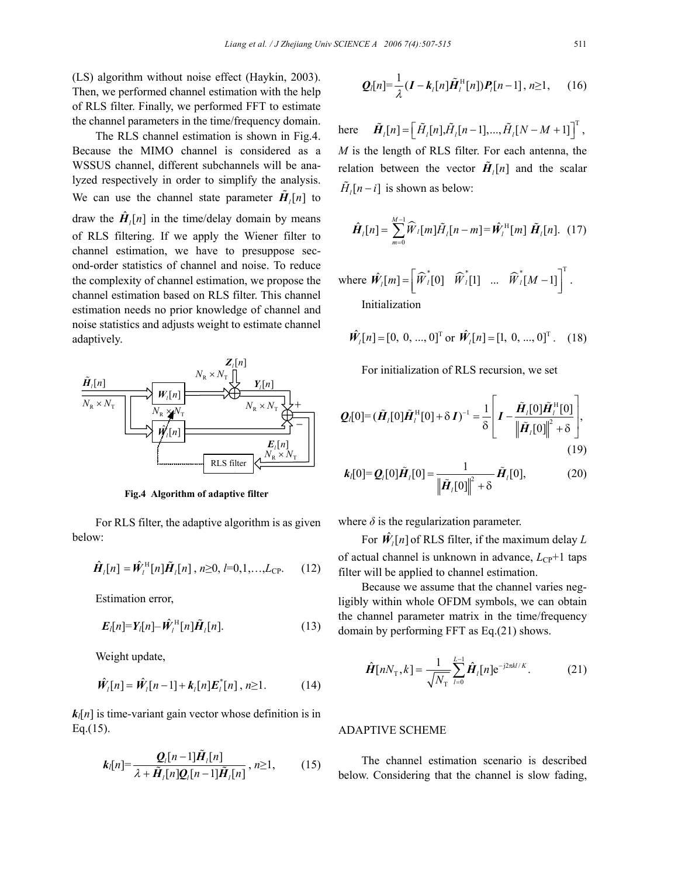(LS) algorithm without noise effect (Haykin, 2003). Then, we performed channel estimation with the help of RLS filter. Finally, we performed FFT to estimate the channel parameters in the time/frequency domain.

The RLS channel estimation is shown in Fig.4. Because the MIMO channel is considered as a WSSUS channel, different subchannels will be analyzed respectively in order to simplify the analysis. We can use the channel state parameter $\tilde{\boldsymbol{H}}_l[n]$ to draw the $\hat{\boldsymbol{H}}_l[n]$ in the time/delay domain by means of RLS filtering. If we apply the Wiener filter to channel estimation, we have to presuppose second-order statistics of channel and noise. To reduce the complexity of channel estimation, we propose the channel estimation based on RLS filter. This channel estimation needs no prior knowledge of channel and noise statistics and adjusts weight to estimate channel adaptively.

$\tilde{\boldsymbol{H}}_l[n]$

$N_R \times N_T$

$\boldsymbol{W}_l[n]$

$N_R \times N_T$

$\hat{\boldsymbol{W}}_l[n]$

$\boldsymbol{Z}_l[n]$

$N_R \times N_T$

$\boldsymbol{Y}_l[n]$

$N_R \times N_T$

+

−

$\boldsymbol{E}_l[n]$

$N_R \times N_T$

RLS filter

**Fig.4 Algorithm of adaptive filter**

For RLS filter, the adaptive algorithm is as given below:

$$\hat{\boldsymbol{H}}_l[n] = \hat{\boldsymbol{W}}_l^{\mathrm{H}}[n]\tilde{\boldsymbol{H}}_l[n],\ n\geq 0,\ l=0,1,\ldots,L_{\mathrm{CP}}. \tag{12}$$

Estimation error,

$$\boldsymbol{E}_l[n]=\boldsymbol{Y}_l[n]-\hat{\boldsymbol{W}}_l^{\mathrm{H}}[n]\tilde{\boldsymbol{H}}_l[n]. \tag{13}$$

Weight update,

$$\hat{\boldsymbol{W}}_l[n] = \hat{\boldsymbol{W}}_l[n-1] + \boldsymbol{k}_l[n]\boldsymbol{E}_l^*[n],\ n\geq 1. \tag{14}$$

$\boldsymbol{k}_l[n]$ is time-variant gain vector whose definition is in Eq.(15).

$$\boldsymbol{k}_l[n]=\frac{\boldsymbol{Q}_l[n-1]\tilde{\boldsymbol{H}}_l[n]}{\lambda + \tilde{\boldsymbol{H}}_l[n]\boldsymbol{Q}_l[n-1]\tilde{\boldsymbol{H}}_l[n]},\ n\geq 1, \tag{15}$$

$$\boldsymbol{Q}_l[n]=\frac{1}{\lambda}(\boldsymbol{I}-\boldsymbol{k}_l[n]\tilde{\boldsymbol{H}}_l^{\mathrm{H}}[n])\boldsymbol{P}_l[n-1],\ n\geq 1, \tag{16}$$

here $\tilde{\boldsymbol{H}}_l[n] = \left[\tilde{H}_l[n], \tilde{H}_l[n-1], \ldots, \tilde{H}_l[N-M+1]\right]^{\mathrm{T}}$, $M$ is the length of RLS filter. For each antenna, the relation between the vector $\tilde{\boldsymbol{H}}_l[n]$ and the scalar $\tilde{H}_l[n-i]$ is shown as below:

$$\hat{\boldsymbol{H}}_l[n] = \sum_{m=0}^{M-1} \widehat{W}_l[m]\tilde{H}_l[n-m] = \hat{\boldsymbol{W}}_l^{\mathrm{H}}[m]\ \tilde{\boldsymbol{H}}_l[n]. \tag{17}$$

where $\hat{\boldsymbol{W}}_l[m] = \left[\widehat{W}_l^*[0]\quad \widehat{W}_l^*[1]\quad \ldots\quad \widehat{W}_l^*[M-1]\right]^{\mathrm{T}}$.

Initialization

$$\hat{\boldsymbol{W}}_l[n] = [0,\ 0,\ \ldots,0]^{\mathrm{T}} \text{ or } \hat{\boldsymbol{W}}_l[n] = [1,\ 0,\ \ldots,0]^{\mathrm{T}}. \tag{18}$$

For initialization of RLS recursion, we set

$$\boldsymbol{Q}_l[0]=(\tilde{\boldsymbol{H}}_l[0]\tilde{\boldsymbol{H}}_l^{\mathrm{H}}[0]+\delta\boldsymbol{I})^{-1} = \frac{1}{\delta}\left[\boldsymbol{I}-\frac{\tilde{\boldsymbol{H}}_l[0]\tilde{\boldsymbol{H}}_l^{\mathrm{H}}[0]}{\left\|\tilde{\boldsymbol{H}}_l[0]\right\|^2+\delta}\right], \tag{19}$$

$$\boldsymbol{k}_l[0]=\boldsymbol{Q}_l[0]\tilde{\boldsymbol{H}}_l[0]=\frac{1}{\left\|\tilde{\boldsymbol{H}}_l[0]\right\|^2+\delta}\tilde{\boldsymbol{H}}_l[0], \tag{20}$$

where $\delta$ is the regularization parameter.

For $\hat{\boldsymbol{W}}_l[n]$ of RLS filter, if the maximum delay $L$ of actual channel is unknown in advance, $L_{\mathrm{CP}}+1$ taps filter will be applied to channel estimation.

Because we assume that the channel varies negligibly within whole OFDM symbols, we can obtain the channel parameter matrix in the time/frequency domain by performing FFT as Eq.(21) shows.

$$\hat{\boldsymbol{H}}[nN_{\mathrm{T}},k] = \frac{1}{\sqrt{N_{\mathrm{T}}}}\sum_{l=0}^{L-1}\hat{\boldsymbol{H}}_l[n]\mathrm{e}^{-\mathrm{j}2\pi kl/K}. \tag{21}$$

## ADAPTIVE SCHEME

The channel estimation scenario is described below. Considering that the channel is slow fading,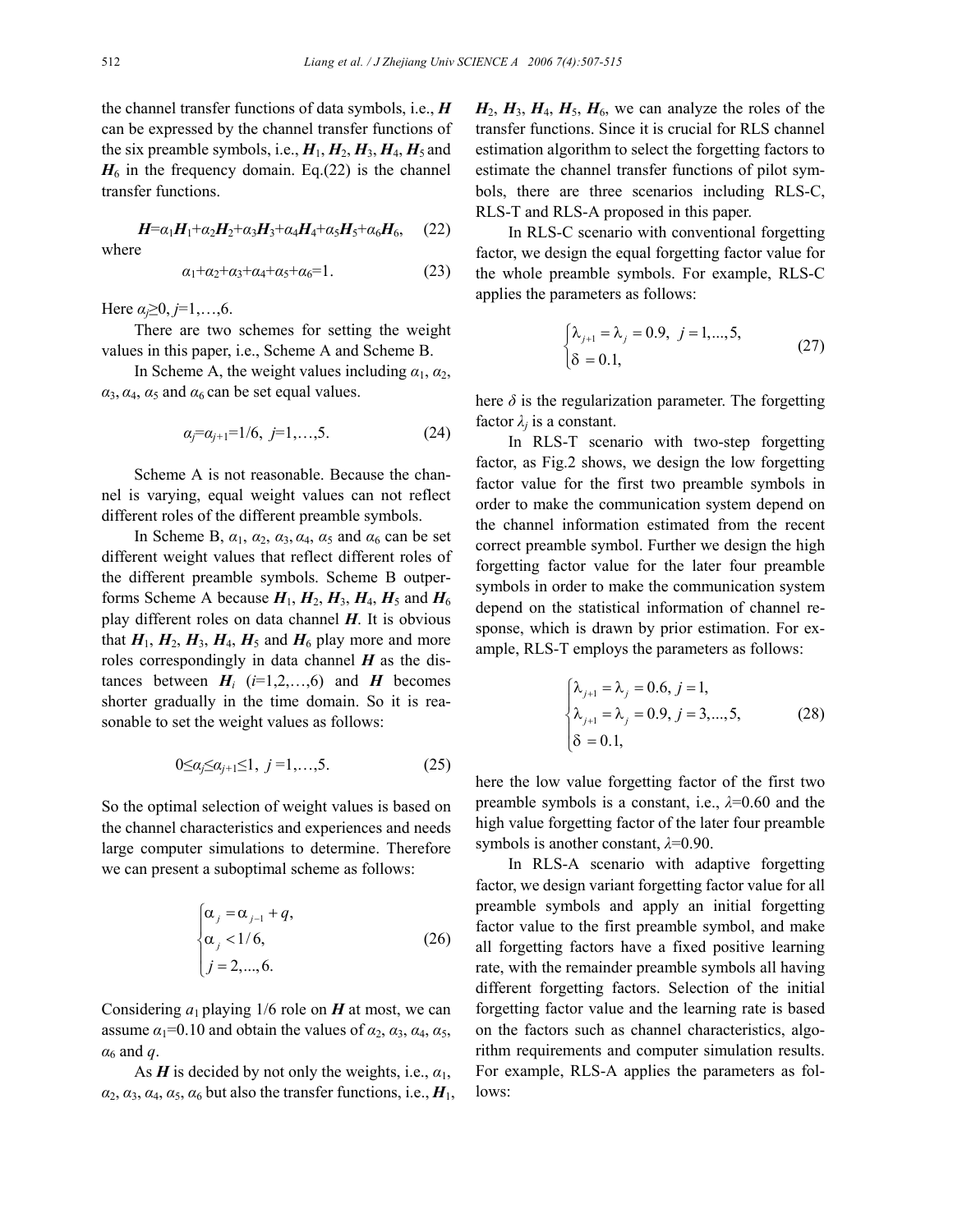the channel transfer functions of data symbols, i.e., $\boldsymbol{H}$ can be expressed by the channel transfer functions of the six preamble symbols, i.e., $\boldsymbol{H}_1$, $\boldsymbol{H}_2$, $\boldsymbol{H}_3$, $\boldsymbol{H}_4$, $\boldsymbol{H}_5$ and $\boldsymbol{H}_6$ in the frequency domain. Eq.(22) is the channel transfer functions.

$$\boldsymbol{H}=\alpha_1\boldsymbol{H}_1+\alpha_2\boldsymbol{H}_2+\alpha_3\boldsymbol{H}_3+\alpha_4\boldsymbol{H}_4+\alpha_5\boldsymbol{H}_5+\alpha_6\boldsymbol{H}_6, \quad (22)$$

where

$$\alpha_1+\alpha_2+\alpha_3+\alpha_4+\alpha_5+\alpha_6=1. \quad (23)$$

Here $\alpha_j \geq 0$, $j$=1,…,6.

There are two schemes for setting the weight values in this paper, i.e., Scheme A and Scheme B.

In Scheme A, the weight values including $\alpha_1$, $\alpha_2$, $\alpha_3$, $\alpha_4$, $\alpha_5$ and $\alpha_6$ can be set equal values.

$$\alpha_j=\alpha_{j+1}=1/6, \ j=1,\ldots,5. \quad (24)$$

Scheme A is not reasonable. Because the channel is varying, equal weight values can not reflect different roles of the different preamble symbols.

In Scheme B, $\alpha_1$, $\alpha_2$, $\alpha_3$, $\alpha_4$, $\alpha_5$ and $\alpha_6$ can be set different weight values that reflect different roles of the different preamble symbols. Scheme B outperforms Scheme A because $\boldsymbol{H}_1$, $\boldsymbol{H}_2$, $\boldsymbol{H}_3$, $\boldsymbol{H}_4$, $\boldsymbol{H}_5$ and $\boldsymbol{H}_6$ play different roles on data channel $\boldsymbol{H}$. It is obvious that $\boldsymbol{H}_1$, $\boldsymbol{H}_2$, $\boldsymbol{H}_3$, $\boldsymbol{H}_4$, $\boldsymbol{H}_5$ and $\boldsymbol{H}_6$ play more and more roles correspondingly in data channel $\boldsymbol{H}$ as the distances between $\boldsymbol{H}_i$ ($i$=1,2,…,6) and $\boldsymbol{H}$ becomes shorter gradually in the time domain. So it is reasonable to set the weight values as follows:

$$0 \leq \alpha_j \leq \alpha_{j+1} \leq 1, \ j=1,\ldots,5. \quad (25)$$

So the optimal selection of weight values is based on the channel characteristics and experiences and needs large computer simulations to determine. Therefore we can present a suboptimal scheme as follows:

$$\begin{cases} \alpha_j = \alpha_{j-1} + q, \\ \alpha_j < 1/6, \\ j = 2,\ldots,6. \end{cases} \quad (26)$$

Considering $a_1$ playing 1/6 role on $\boldsymbol{H}$ at most, we can assume $\alpha_1$=0.10 and obtain the values of $\alpha_2$, $\alpha_3$, $\alpha_4$, $\alpha_5$, $\alpha_6$ and $q$.

As $\boldsymbol{H}$ is decided by not only the weights, i.e., $\alpha_1$, $\alpha_2$, $\alpha_3$, $\alpha_4$, $\alpha_5$, $\alpha_6$ but also the transfer functions, i.e., $\boldsymbol{H}_1$, $\boldsymbol{H}_2$, $\boldsymbol{H}_3$, $\boldsymbol{H}_4$, $\boldsymbol{H}_5$, $\boldsymbol{H}_6$, we can analyze the roles of the transfer functions. Since it is crucial for RLS channel estimation algorithm to select the forgetting factors to estimate the channel transfer functions of pilot symbols, there are three scenarios including RLS-C, RLS-T and RLS-A proposed in this paper.

In RLS-C scenario with conventional forgetting factor, we design the equal forgetting factor value for the whole preamble symbols. For example, RLS-C applies the parameters as follows:

$$\begin{cases} \lambda_{j+1} = \lambda_j = 0.9, \ j = 1,\ldots,5, \\ \delta = 0.1, \end{cases} \quad (27)$$

here $\delta$ is the regularization parameter. The forgetting factor $\lambda_j$ is a constant.

In RLS-T scenario with two-step forgetting factor, as Fig.2 shows, we design the low forgetting factor value for the first two preamble symbols in order to make the communication system depend on the channel information estimated from the recent correct preamble symbol. Further we design the high forgetting factor value for the later four preamble symbols in order to make the communication system depend on the statistical information of channel response, which is drawn by prior estimation. For example, RLS-T employs the parameters as follows:

$$\begin{cases} \lambda_{j+1} = \lambda_j = 0.6, \ j = 1, \\ \lambda_{j+1} = \lambda_j = 0.9, \ j = 3,\ldots,5, \\ \delta = 0.1, \end{cases} \quad (28)$$

here the low value forgetting factor of the first two preamble symbols is a constant, i.e., $\lambda$=0.60 and the high value forgetting factor of the later four preamble symbols is another constant, $\lambda$=0.90.

In RLS-A scenario with adaptive forgetting factor, we design variant forgetting factor value for all preamble symbols and apply an initial forgetting factor value to the first preamble symbol, and make all forgetting factors have a fixed positive learning rate, with the remainder preamble symbols all having different forgetting factors. Selection of the initial forgetting factor value and the learning rate is based on the factors such as channel characteristics, algorithm requirements and computer simulation results. For example, RLS-A applies the parameters as follows: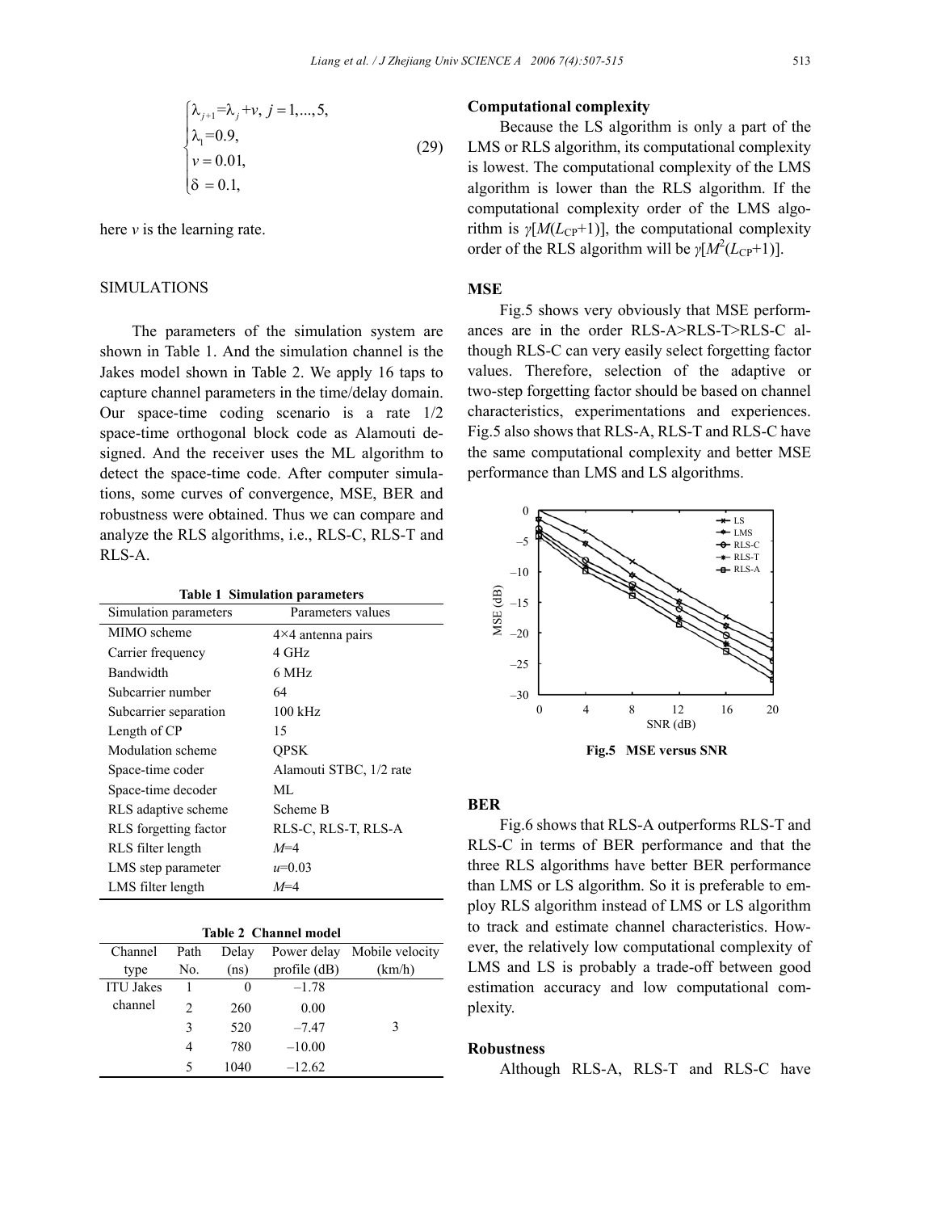$$
\begin{cases}
\lambda_{j+1}=\lambda_j+v,\ j=1,...,5,\\
\lambda_1=0.9,\\
v=0.01,\\
\delta=0.1,
\end{cases}
\tag{29}
$$

here $v$ is the learning rate.

## SIMULATIONS

The parameters of the simulation system are shown in Table 1. And the simulation channel is the Jakes model shown in Table 2. We apply 16 taps to capture channel parameters in the time/delay domain. Our space-time coding scenario is a rate 1/2 space-time orthogonal block code as Alamouti designed. And the receiver uses the ML algorithm to detect the space-time code. After computer simulations, some curves of convergence, MSE, BER and robustness were obtained. Thus we can compare and analyze the RLS algorithms, i.e., RLS-C, RLS-T and RLS-A.

**Table 1 Simulation parameters**

| Simulation parameters | Parameters values |
|---|---|
| MIMO scheme | 4×4 antenna pairs |
| Carrier frequency | 4 GHz |
| Bandwidth | 6 MHz |
| Subcarrier number | 64 |
| Subcarrier separation | 100 kHz |
| Length of CP | 15 |
| Modulation scheme | QPSK |
| Space-time coder | Alamouti STBC, 1/2 rate |
| Space-time decoder | ML |
| RLS adaptive scheme | Scheme B |
| RLS forgetting factor | RLS-C, RLS-T, RLS-A |
| RLS filter length | $M$=4 |
| LMS step parameter | $u$=0.03 |
| LMS filter length | $M$=4 |

**Table 2 Channel model**

| Channel type | Path No. | Delay (ns) | Power delay profile (dB) | Mobile velocity (km/h) |
|---|---|---|---|---|
| ITU Jakes channel | 1 | 0 | –1.78 | |
| | 2 | 260 | 0.00 | |
| | 3 | 520 | –7.47 | 3 |
| | 4 | 780 | –10.00 | |
| | 5 | 1040 | –12.62 | |

### Computational complexity

Because the LS algorithm is only a part of the LMS or RLS algorithm, its computational complexity is lowest. The computational complexity of the LMS algorithm is lower than the RLS algorithm. If the computational complexity order of the LMS algorithm is $\gamma[M(L_{CP}+1)]$, the computational complexity order of the RLS algorithm will be $\gamma[M^2(L_{CP}+1)]$.

### MSE

Fig.5 shows very obviously that MSE performances are in the order RLS-A>RLS-T>RLS-C although RLS-C can very easily select forgetting factor values. Therefore, selection of the adaptive or two-step forgetting factor should be based on channel characteristics, experimentations and experiences. Fig.5 also shows that RLS-A, RLS-T and RLS-C have the same computational complexity and better MSE performance than LMS and LS algorithms.

MSE (dB)
0
–5
–10
–15
–20
–25
–30
0 4 8 12 16 20
SNR (dB)
LS
LMS
RLS-C
RLS-T
RLS-A

**Fig.5 MSE versus SNR**

### BER

Fig.6 shows that RLS-A outperforms RLS-T and RLS-C in terms of BER performance and that the three RLS algorithms have better BER performance than LMS or LS algorithm. So it is preferable to employ RLS algorithm instead of LMS or LS algorithm to track and estimate channel characteristics. However, the relatively low computational complexity of LMS and LS is probably a trade-off between good estimation accuracy and low computational complexity.

### Robustness

Although RLS-A, RLS-T and RLS-C have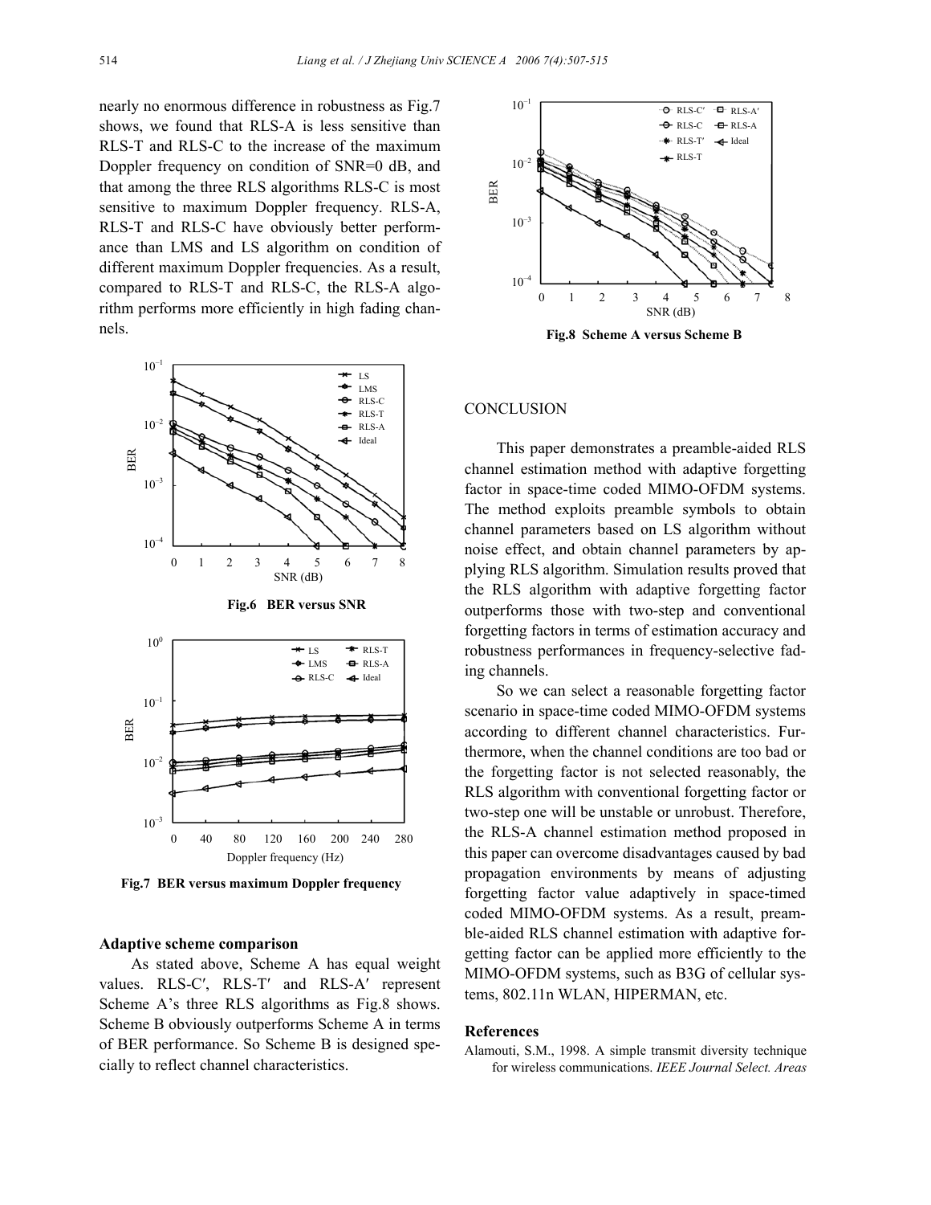nearly no enormous difference in robustness as Fig.7 shows, we found that RLS-A is less sensitive than RLS-T and RLS-C to the increase of the maximum Doppler frequency on condition of SNR=0 dB, and that among the three RLS algorithms RLS-C is most sensitive to maximum Doppler frequency. RLS-A, RLS-T and RLS-C have obviously better performance than LMS and LS algorithm on condition of different maximum Doppler frequencies. As a result, compared to RLS-T and RLS-C, the RLS-A algorithm performs more efficiently in high fading channels.

$10^{-1}$
$10^{-2}$
$10^{-3}$
$10^{-4}$
BER
0 1 2 3 4 5 6 7 8
SNR (dB)
LS
LMS
RLS-C
RLS-T
RLS-A
Ideal

**Fig.6 BER versus SNR**

$10^{0}$
$10^{-1}$
$10^{-2}$
$10^{-3}$
BER
0 40 80 120 160 200 240 280
Doppler frequency (Hz)
LS
LMS
RLS-C
RLS-T
RLS-A
Ideal

**Fig.7 BER versus maximum Doppler frequency**

### Adaptive scheme comparison

As stated above, Scheme A has equal weight values. RLS-C′, RLS-T′ and RLS-A′ represent Scheme A's three RLS algorithms as Fig.8 shows. Scheme B obviously outperforms Scheme A in terms of BER performance. So Scheme B is designed specially to reflect channel characteristics.

$10^{-1}$
$10^{-2}$
$10^{-3}$
$10^{-4}$
BER
0 1 2 3 4 5 6 7 8
SNR (dB)
RLS-C′
RLS-C
RLS-T′
RLS-T
RLS-A′
RLS-A
Ideal

**Fig.8 Scheme A versus Scheme B**

## CONCLUSION

This paper demonstrates a preamble-aided RLS channel estimation method with adaptive forgetting factor in space-time coded MIMO-OFDM systems. The method exploits preamble symbols to obtain channel parameters based on LS algorithm without noise effect, and obtain channel parameters by applying RLS algorithm. Simulation results proved that the RLS algorithm with adaptive forgetting factor outperforms those with two-step and conventional forgetting factors in terms of estimation accuracy and robustness performances in frequency-selective fading channels.

So we can select a reasonable forgetting factor scenario in space-time coded MIMO-OFDM systems according to different channel characteristics. Furthermore, when the channel conditions are too bad or the forgetting factor is not selected reasonably, the RLS algorithm with conventional forgetting factor or two-step one will be unstable or unrobust. Therefore, the RLS-A channel estimation method proposed in this paper can overcome disadvantages caused by bad propagation environments by means of adjusting forgetting factor value adaptively in space-timed coded MIMO-OFDM systems. As a result, preamble-aided RLS channel estimation with adaptive forgetting factor can be applied more efficiently to the MIMO-OFDM systems, such as B3G of cellular systems, 802.11n WLAN, HIPERMAN, etc.

## References

Alamouti, S.M., 1998. A simple transmit diversity technique for wireless communications. *IEEE Journal Select. Areas*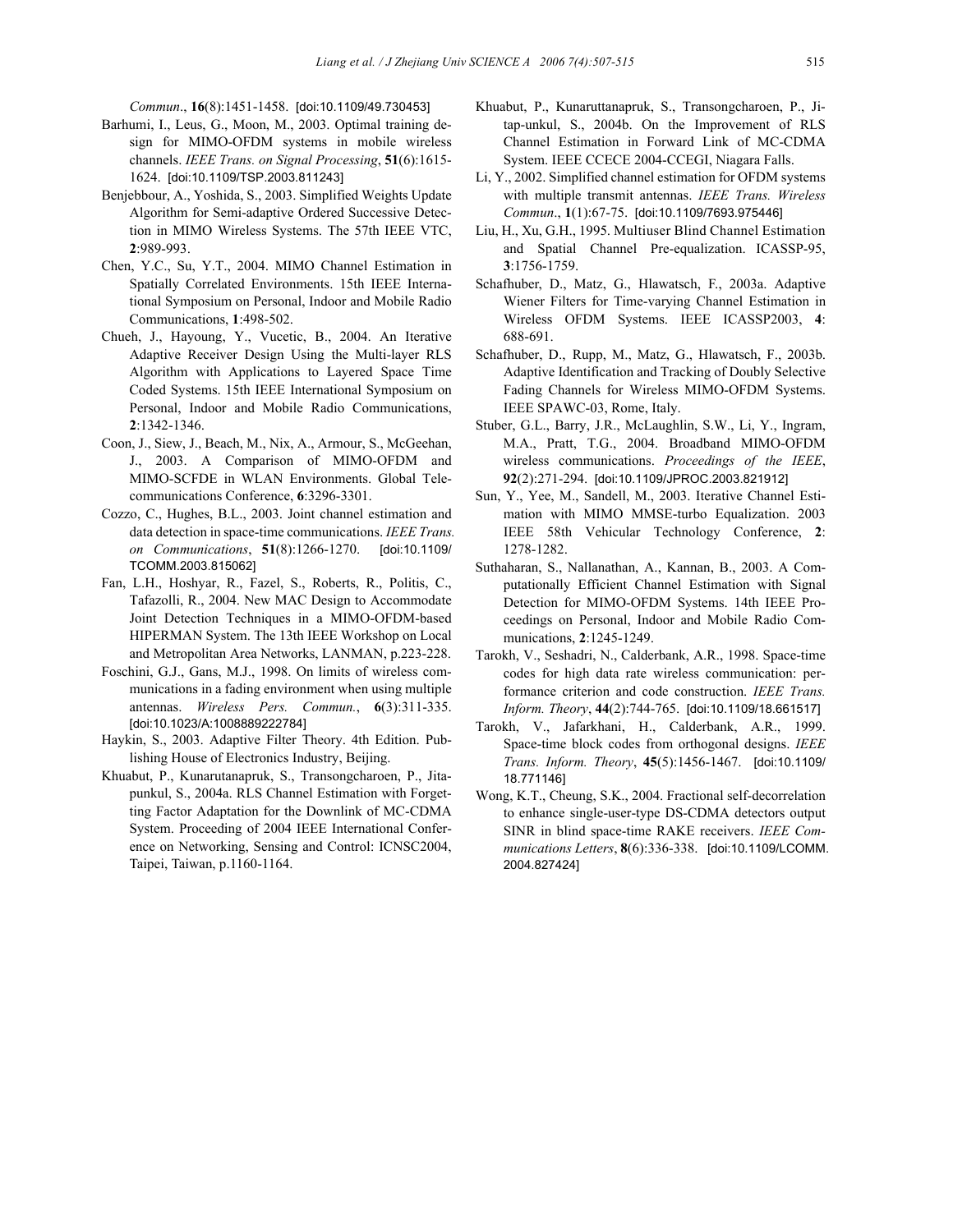*Commun*., **16**(8):1451-1458. [doi:10.1109/49.730453]

Barhumi, I., Leus, G., Moon, M., 2003. Optimal training design for MIMO-OFDM systems in mobile wireless channels. *IEEE Trans. on Signal Processing*, **51**(6):1615-1624. [doi:10.1109/TSP.2003.811243]

Benjebbour, A., Yoshida, S., 2003. Simplified Weights Update Algorithm for Semi-adaptive Ordered Successive Detection in MIMO Wireless Systems. The 57th IEEE VTC, **2**:989-993.

Chen, Y.C., Su, Y.T., 2004. MIMO Channel Estimation in Spatially Correlated Environments. 15th IEEE International Symposium on Personal, Indoor and Mobile Radio Communications, **1**:498-502.

Chueh, J., Hayoung, Y., Vucetic, B., 2004. An Iterative Adaptive Receiver Design Using the Multi-layer RLS Algorithm with Applications to Layered Space Time Coded Systems. 15th IEEE International Symposium on Personal, Indoor and Mobile Radio Communications, **2**:1342-1346.

Coon, J., Siew, J., Beach, M., Nix, A., Armour, S., McGeehan, J., 2003. A Comparison of MIMO-OFDM and MIMO-SCFDE in WLAN Environments. Global Telecommunications Conference, **6**:3296-3301.

Cozzo, C., Hughes, B.L., 2003. Joint channel estimation and data detection in space-time communications. *IEEE Trans. on Communications*, **51**(8):1266-1270. [doi:10.1109/TCOMM.2003.815062]

Fan, L.H., Hoshyar, R., Fazel, S., Roberts, R., Politis, C., Tafazolli, R., 2004. New MAC Design to Accommodate Joint Detection Techniques in a MIMO-OFDM-based HIPERMAN System. The 13th IEEE Workshop on Local and Metropolitan Area Networks, LANMAN, p.223-228.

Foschini, G.J., Gans, M.J., 1998. On limits of wireless communications in a fading environment when using multiple antennas. *Wireless Pers. Commun.*, **6**(3):311-335. [doi:10.1023/A:1008889222784]

Haykin, S., 2003. Adaptive Filter Theory. 4th Edition. Publishing House of Electronics Industry, Beijing.

Khuabut, P., Kunarutanapruk, S., Transongcharoen, P., Jitapunkul, S., 2004a. RLS Channel Estimation with Forgetting Factor Adaptation for the Downlink of MC-CDMA System. Proceeding of 2004 IEEE International Conference on Networking, Sensing and Control: ICNSC2004, Taipei, Taiwan, p.1160-1164.

Khuabut, P., Kunaruttanapruk, S., Transongcharoen, P., Jitap-unkul, S., 2004b. On the Improvement of RLS Channel Estimation in Forward Link of MC-CDMA System. IEEE CCECE 2004-CCEGI, Niagara Falls.

Li, Y., 2002. Simplified channel estimation for OFDM systems with multiple transmit antennas. *IEEE Trans. Wireless Commun*., **1**(1):67-75. [doi:10.1109/7693.975446]

Liu, H., Xu, G.H., 1995. Multiuser Blind Channel Estimation and Spatial Channel Pre-equalization. ICASSP-95, **3**:1756-1759.

Schafhuber, D., Matz, G., Hlawatsch, F., 2003a. Adaptive Wiener Filters for Time-varying Channel Estimation in Wireless OFDM Systems. IEEE ICASSP2003, **4**: 688-691.

Schafhuber, D., Rupp, M., Matz, G., Hlawatsch, F., 2003b. Adaptive Identification and Tracking of Doubly Selective Fading Channels for Wireless MIMO-OFDM Systems. IEEE SPAWC-03, Rome, Italy.

Stuber, G.L., Barry, J.R., McLaughlin, S.W., Li, Y., Ingram, M.A., Pratt, T.G., 2004. Broadband MIMO-OFDM wireless communications. *Proceedings of the IEEE*, **92**(2):271-294. [doi:10.1109/JPROC.2003.821912]

Sun, Y., Yee, M., Sandell, M., 2003. Iterative Channel Estimation with MIMO MMSE-turbo Equalization. 2003 IEEE 58th Vehicular Technology Conference, **2**: 1278-1282.

Suthaharan, S., Nallanathan, A., Kannan, B., 2003. A Computationally Efficient Channel Estimation with Signal Detection for MIMO-OFDM Systems. 14th IEEE Proceedings on Personal, Indoor and Mobile Radio Communications, **2**:1245-1249.

Tarokh, V., Seshadri, N., Calderbank, A.R., 1998. Space-time codes for high data rate wireless communication: performance criterion and code construction. *IEEE Trans. Inform. Theory*, **44**(2):744-765. [doi:10.1109/18.661517]

Tarokh, V., Jafarkhani, H., Calderbank, A.R., 1999. Space-time block codes from orthogonal designs. *IEEE Trans. Inform. Theory*, **45**(5):1456-1467. [doi:10.1109/18.771146]

Wong, K.T., Cheung, S.K., 2004. Fractional self-decorrelation to enhance single-user-type DS-CDMA detectors output SINR in blind space-time RAKE receivers. *IEEE Communications Letters*, **8**(6):336-338. [doi:10.1109/LCOMM.2004.827424]